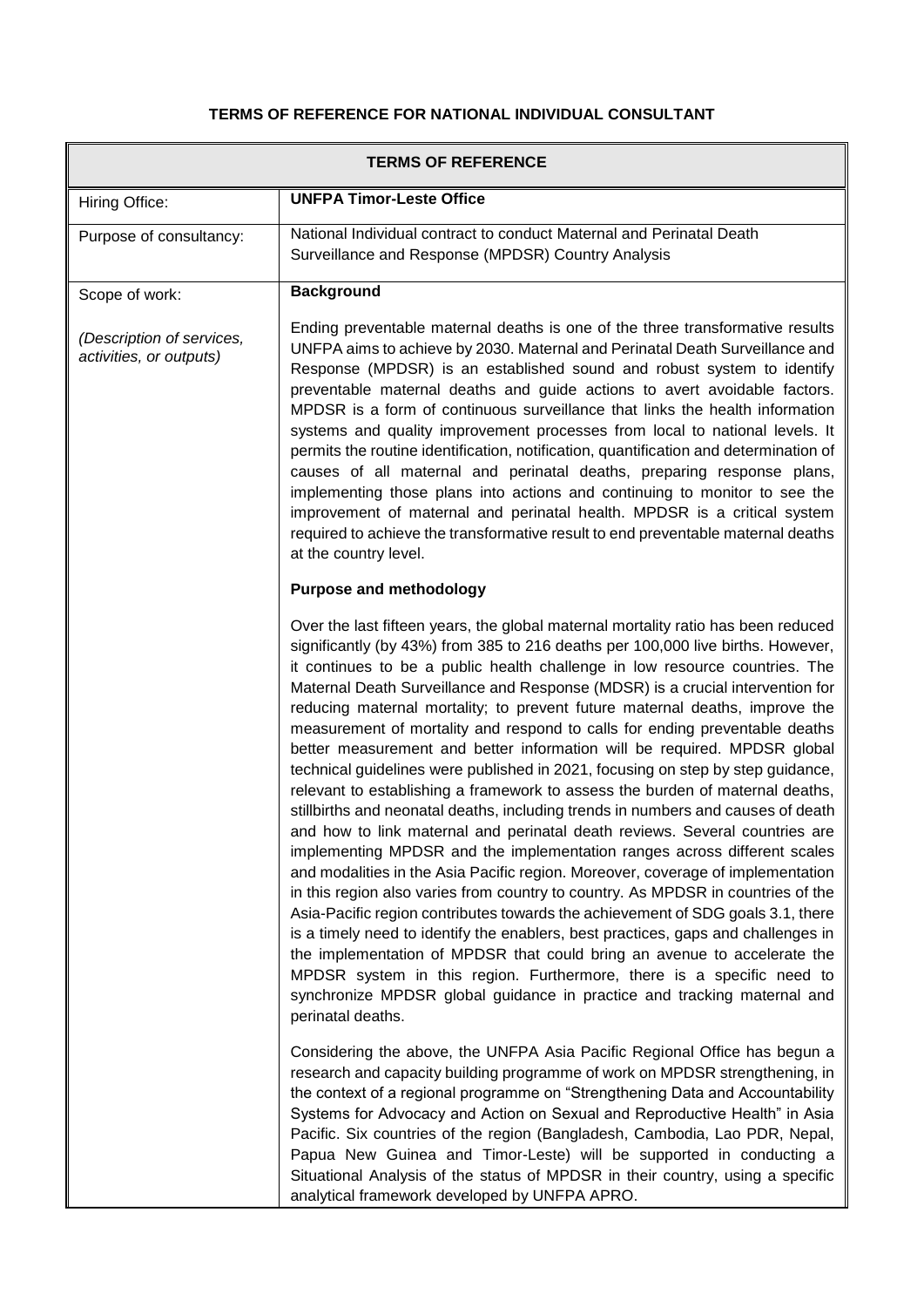# TERMS OF REFERENCE FOR NATIONAL INDIVIDUAL CONSULTANT

| TERMS OF REFERENCE | |
|---|---|
| Hiring Office: | **UNFPA Timor-Leste Office** |
| Purpose of consultancy: | National Individual contract to conduct Maternal and Perinatal Death Surveillance and Response (MPDSR) Country Analysis |
| Scope of work:<br><br>*(Description of services, activities, or outputs)* | **Background**<br><br>Ending preventable maternal deaths is one of the three transformative results UNFPA aims to achieve by 2030. Maternal and Perinatal Death Surveillance and Response (MPDSR) is an established sound and robust system to identify preventable maternal deaths and guide actions to avert avoidable factors. MPDSR is a form of continuous surveillance that links the health information systems and quality improvement processes from local to national levels. It permits the routine identification, notification, quantification and determination of causes of all maternal and perinatal deaths, preparing response plans, implementing those plans into actions and continuing to monitor to see the improvement of maternal and perinatal health. MPDSR is a critical system required to achieve the transformative result to end preventable maternal deaths at the country level.<br><br>**Purpose and methodology**<br><br>Over the last fifteen years, the global maternal mortality ratio has been reduced significantly (by 43%) from 385 to 216 deaths per 100,000 live births. However, it continues to be a public health challenge in low resource countries. The Maternal Death Surveillance and Response (MDSR) is a crucial intervention for reducing maternal mortality; to prevent future maternal deaths, improve the measurement of mortality and respond to calls for ending preventable deaths better measurement and better information will be required. MPDSR global technical guidelines were published in 2021, focusing on step by step guidance, relevant to establishing a framework to assess the burden of maternal deaths, stillbirths and neonatal deaths, including trends in numbers and causes of death and how to link maternal and perinatal death reviews. Several countries are implementing MPDSR and the implementation ranges across different scales and modalities in the Asia Pacific region. Moreover, coverage of implementation in this region also varies from country to country. As MPDSR in countries of the Asia-Pacific region contributes towards the achievement of SDG goals 3.1, there is a timely need to identify the enablers, best practices, gaps and challenges in the implementation of MPDSR that could bring an avenue to accelerate the MPDSR system in this region. Furthermore, there is a specific need to synchronize MPDSR global guidance in practice and tracking maternal and perinatal deaths.<br><br>Considering the above, the UNFPA Asia Pacific Regional Office has begun a research and capacity building programme of work on MPDSR strengthening, in the context of a regional programme on "Strengthening Data and Accountability Systems for Advocacy and Action on Sexual and Reproductive Health" in Asia Pacific. Six countries of the region (Bangladesh, Cambodia, Lao PDR, Nepal, Papua New Guinea and Timor-Leste) will be supported in conducting a Situational Analysis of the status of MPDSR in their country, using a specific analytical framework developed by UNFPA APRO. |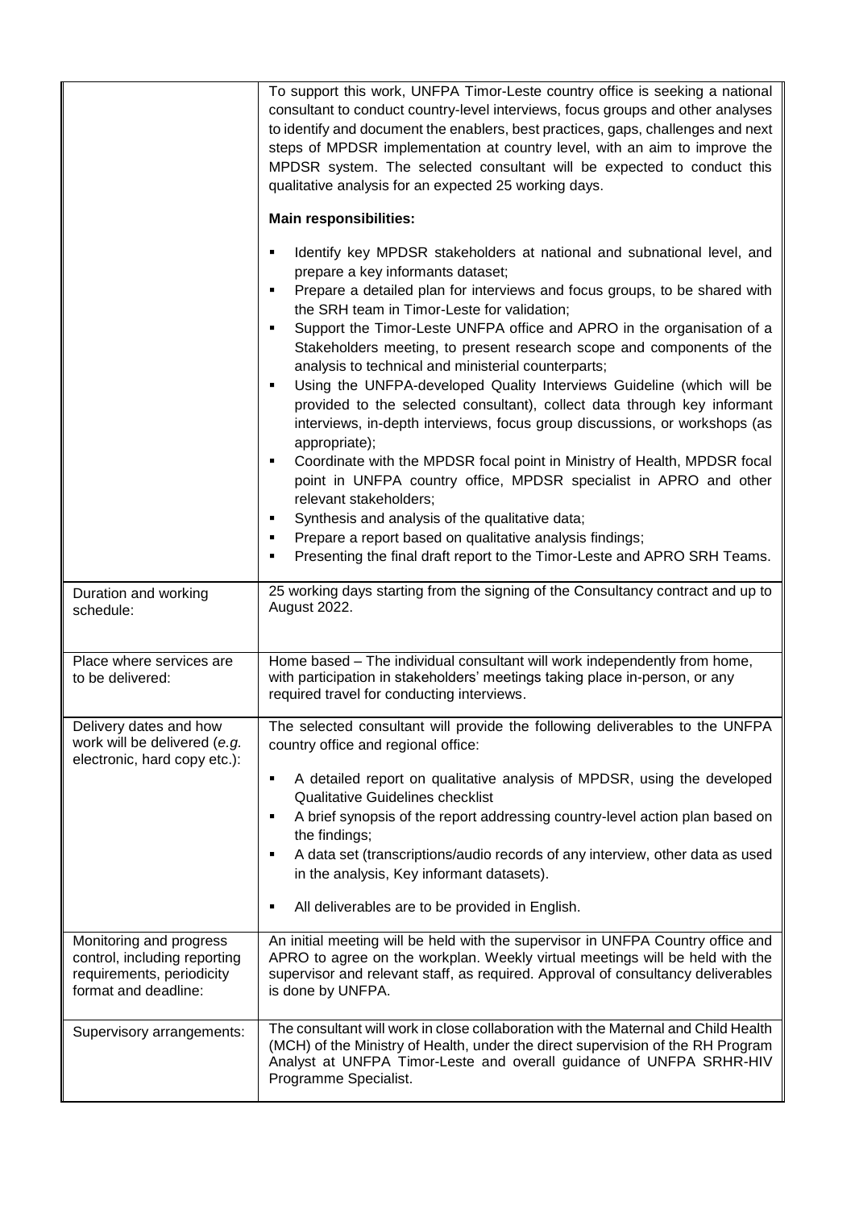| | |
|---|---|
| | To support this work, UNFPA Timor-Leste country office is seeking a national consultant to conduct country-level interviews, focus groups and other analyses to identify and document the enablers, best practices, gaps, challenges and next steps of MPDSR implementation at country level, with an aim to improve the MPDSR system. The selected consultant will be expected to conduct this qualitative analysis for an expected 25 working days.<br><br>**Main responsibilities:**<br><br>▪ Identify key MPDSR stakeholders at national and subnational level, and prepare a key informants dataset;<br>▪ Prepare a detailed plan for interviews and focus groups, to be shared with the SRH team in Timor-Leste for validation;<br>▪ Support the Timor-Leste UNFPA office and APRO in the organisation of a Stakeholders meeting, to present research scope and components of the analysis to technical and ministerial counterparts;<br>▪ Using the UNFPA-developed Quality Interviews Guideline (which will be provided to the selected consultant), collect data through key informant interviews, in-depth interviews, focus group discussions, or workshops (as appropriate);<br>▪ Coordinate with the MPDSR focal point in Ministry of Health, MPDSR focal point in UNFPA country office, MPDSR specialist in APRO and other relevant stakeholders;<br>▪ Synthesis and analysis of the qualitative data;<br>▪ Prepare a report based on qualitative analysis findings;<br>▪ Presenting the final draft report to the Timor-Leste and APRO SRH Teams. |
| Duration and working schedule: | 25 working days starting from the signing of the Consultancy contract and up to August 2022. |
| Place where services are to be delivered: | Home based – The individual consultant will work independently from home, with participation in stakeholders' meetings taking place in-person, or any required travel for conducting interviews. |
| Delivery dates and how work will be delivered (*e.g.* electronic, hard copy etc.): | The selected consultant will provide the following deliverables to the UNFPA country office and regional office:<br><br>▪ A detailed report on qualitative analysis of MPDSR, using the developed Qualitative Guidelines checklist<br>▪ A brief synopsis of the report addressing country-level action plan based on the findings;<br>▪ A data set (transcriptions/audio records of any interview, other data as used in the analysis, Key informant datasets).<br><br>▪ All deliverables are to be provided in English. |
| Monitoring and progress control, including reporting requirements, periodicity format and deadline: | An initial meeting will be held with the supervisor in UNFPA Country office and APRO to agree on the workplan. Weekly virtual meetings will be held with the supervisor and relevant staff, as required. Approval of consultancy deliverables is done by UNFPA. |
| Supervisory arrangements: | The consultant will work in close collaboration with the Maternal and Child Health (MCH) of the Ministry of Health, under the direct supervision of the RH Program Analyst at UNFPA Timor-Leste and overall guidance of UNFPA SRHR-HIV Programme Specialist. |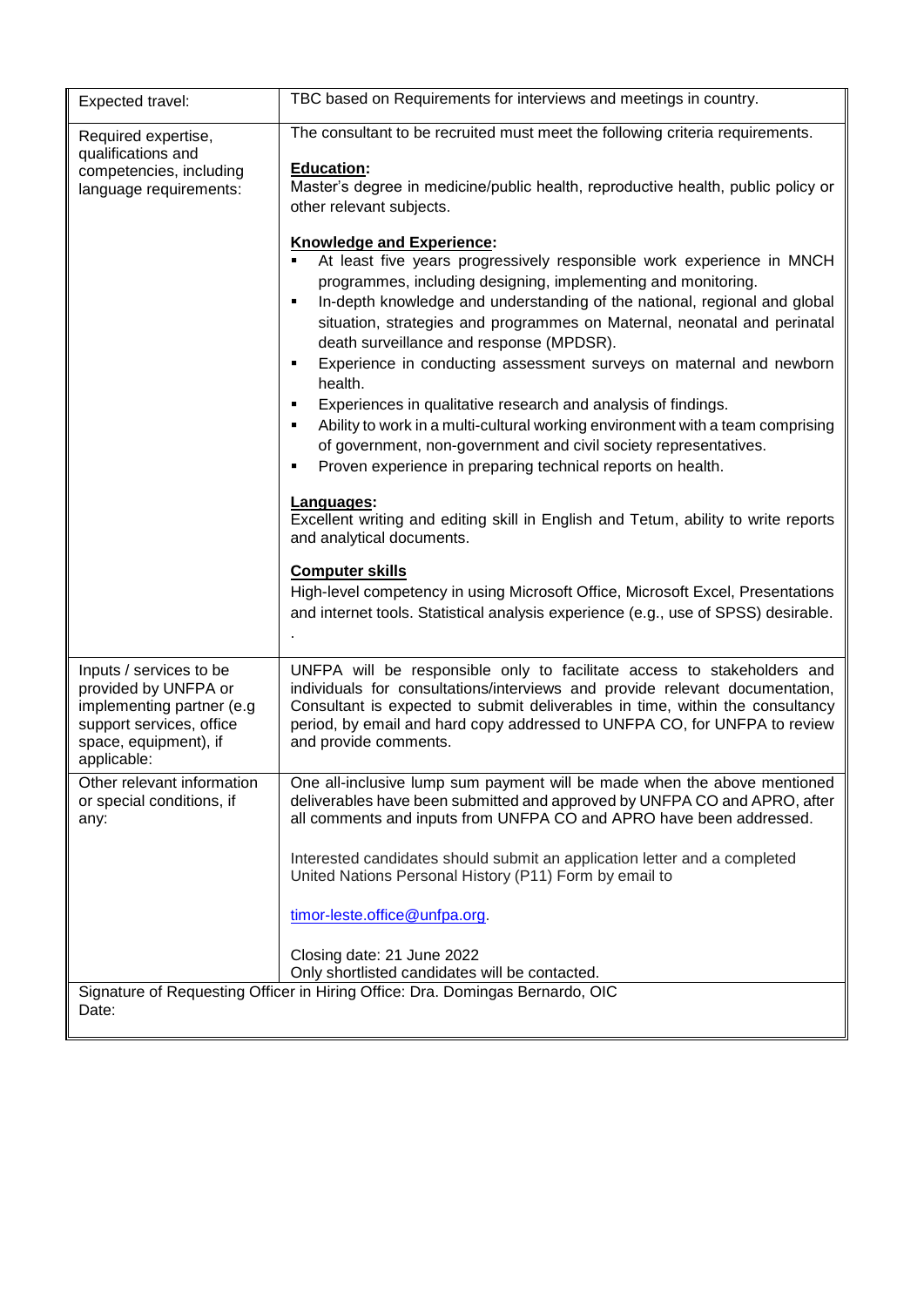| | |
|---|---|
| Expected travel: | TBC based on Requirements for interviews and meetings in country. |
| Required expertise, qualifications and competencies, including language requirements: | The consultant to be recruited must meet the following criteria requirements.<br><br>**Education:**<br>Master's degree in medicine/public health, reproductive health, public policy or other relevant subjects.<br><br>**Knowledge and Experience:**<br>▪ At least five years progressively responsible work experience in MNCH programmes, including designing, implementing and monitoring.<br>▪ In-depth knowledge and understanding of the national, regional and global situation, strategies and programmes on Maternal, neonatal and perinatal death surveillance and response (MPDSR).<br>▪ Experience in conducting assessment surveys on maternal and newborn health.<br>▪ Experiences in qualitative research and analysis of findings.<br>▪ Ability to work in a multi-cultural working environment with a team comprising of government, non-government and civil society representatives.<br>▪ Proven experience in preparing technical reports on health.<br><br>**Languages:**<br>Excellent writing and editing skill in English and Tetum, ability to write reports and analytical documents.<br><br>**Computer skills**<br>High-level competency in using Microsoft Office, Microsoft Excel, Presentations and internet tools. Statistical analysis experience (e.g., use of SPSS) desirable.<br>. |
| Inputs / services to be provided by UNFPA or implementing partner (e.g support services, office space, equipment), if applicable: | UNFPA will be responsible only to facilitate access to stakeholders and individuals for consultations/interviews and provide relevant documentation, Consultant is expected to submit deliverables in time, within the consultancy period, by email and hard copy addressed to UNFPA CO, for UNFPA to review and provide comments. |
| Other relevant information or special conditions, if any: | One all-inclusive lump sum payment will be made when the above mentioned deliverables have been submitted and approved by UNFPA CO and APRO, after all comments and inputs from UNFPA CO and APRO have been addressed.<br><br>Interested candidates should submit an application letter and a completed United Nations Personal History (P11) Form by email to<br><br>timor-leste.office@unfpa.org.<br><br>Closing date: 21 June 2022<br>Only shortlisted candidates will be contacted. |
| Signature of Requesting Officer in Hiring Office: Dra. Domingas Bernardo, OIC<br>Date: | |